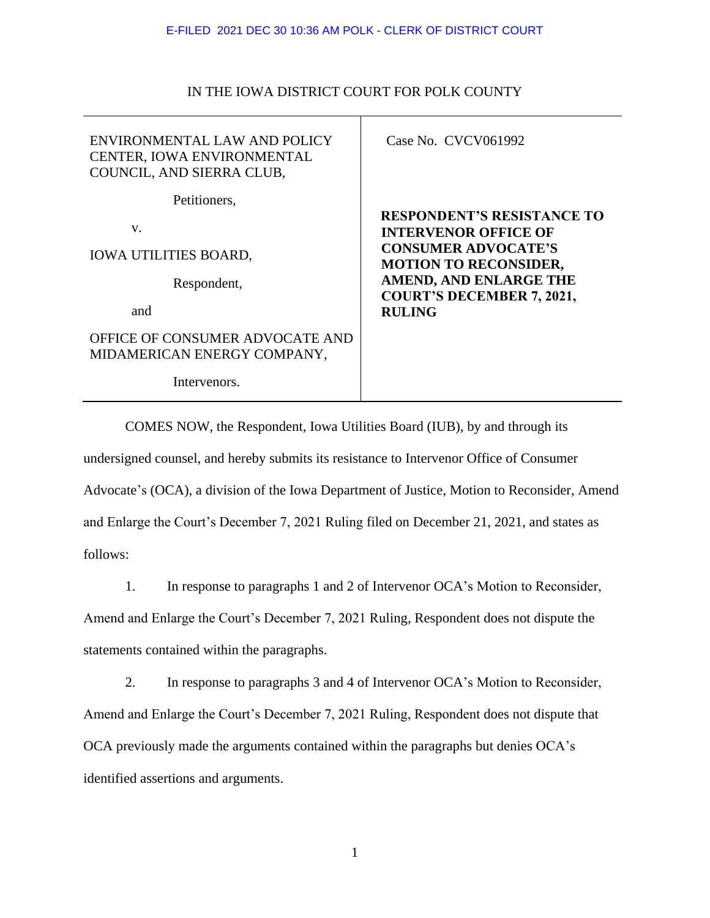E-FILED 2021 DEC 30 10:36 AM POLK - CLERK OF DISTRICT COURT

IN THE IOWA DISTRICT COURT FOR POLK COUNTY

| | |
|---|---|
| ENVIRONMENTAL LAW AND POLICY CENTER, IOWA ENVIRONMENTAL COUNCIL, AND SIERRA CLUB,<br><br>Petitioners,<br><br>v.<br><br>IOWA UTILITIES BOARD,<br><br>Respondent,<br><br>and<br><br>OFFICE OF CONSUMER ADVOCATE AND MIDAMERICAN ENERGY COMPANY,<br><br>Intervenors. | Case No. CVCV061992<br><br>**RESPONDENT'S RESISTANCE TO INTERVENOR OFFICE OF CONSUMER ADVOCATE'S MOTION TO RECONSIDER, AMEND, AND ENLARGE THE COURT'S DECEMBER 7, 2021, RULING** |

COMES NOW, the Respondent, Iowa Utilities Board (IUB), by and through its undersigned counsel, and hereby submits its resistance to Intervenor Office of Consumer Advocate's (OCA), a division of the Iowa Department of Justice, Motion to Reconsider, Amend and Enlarge the Court's December 7, 2021 Ruling filed on December 21, 2021, and states as follows:

1. In response to paragraphs 1 and 2 of Intervenor OCA's Motion to Reconsider, Amend and Enlarge the Court's December 7, 2021 Ruling, Respondent does not dispute the statements contained within the paragraphs.

2. In response to paragraphs 3 and 4 of Intervenor OCA's Motion to Reconsider, Amend and Enlarge the Court's December 7, 2021 Ruling, Respondent does not dispute that OCA previously made the arguments contained within the paragraphs but denies OCA's identified assertions and arguments.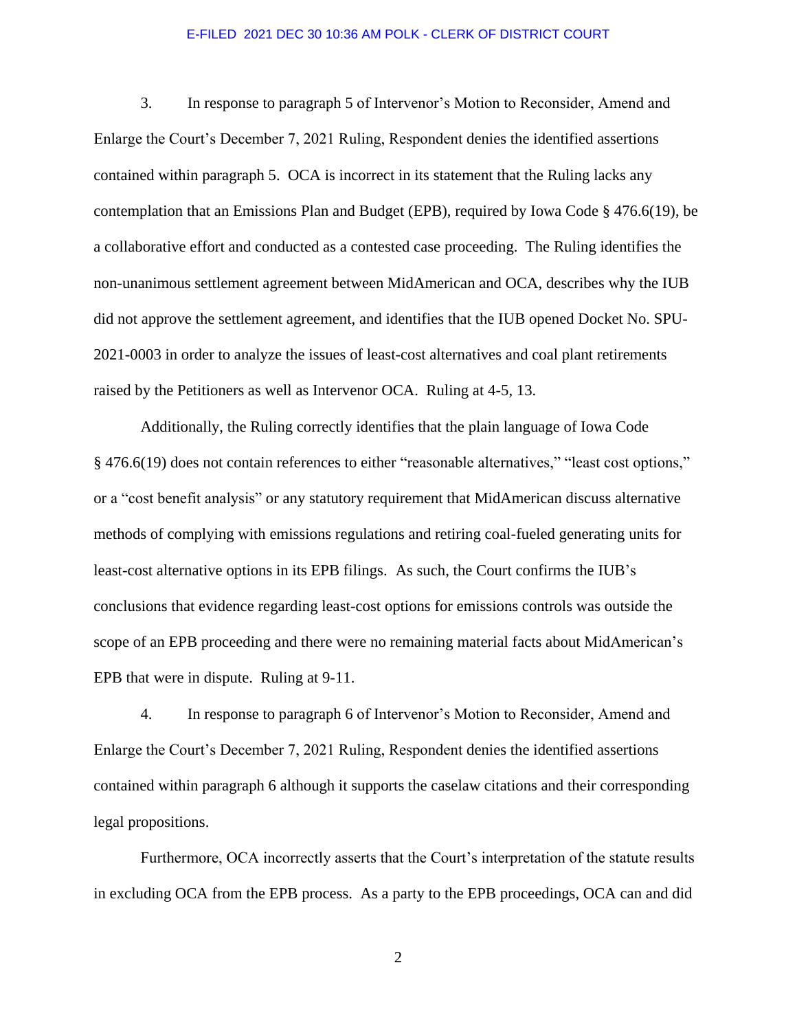3. In response to paragraph 5 of Intervenor's Motion to Reconsider, Amend and Enlarge the Court's December 7, 2021 Ruling, Respondent denies the identified assertions contained within paragraph 5. OCA is incorrect in its statement that the Ruling lacks any contemplation that an Emissions Plan and Budget (EPB), required by Iowa Code § 476.6(19), be a collaborative effort and conducted as a contested case proceeding. The Ruling identifies the non-unanimous settlement agreement between MidAmerican and OCA, describes why the IUB did not approve the settlement agreement, and identifies that the IUB opened Docket No. SPU-2021-0003 in order to analyze the issues of least-cost alternatives and coal plant retirements raised by the Petitioners as well as Intervenor OCA. Ruling at 4-5, 13.

Additionally, the Ruling correctly identifies that the plain language of Iowa Code § 476.6(19) does not contain references to either "reasonable alternatives," "least cost options," or a "cost benefit analysis" or any statutory requirement that MidAmerican discuss alternative methods of complying with emissions regulations and retiring coal-fueled generating units for least-cost alternative options in its EPB filings. As such, the Court confirms the IUB's conclusions that evidence regarding least-cost options for emissions controls was outside the scope of an EPB proceeding and there were no remaining material facts about MidAmerican's EPB that were in dispute. Ruling at 9-11.

4. In response to paragraph 6 of Intervenor's Motion to Reconsider, Amend and Enlarge the Court's December 7, 2021 Ruling, Respondent denies the identified assertions contained within paragraph 6 although it supports the caselaw citations and their corresponding legal propositions.

Furthermore, OCA incorrectly asserts that the Court's interpretation of the statute results in excluding OCA from the EPB process. As a party to the EPB proceedings, OCA can and did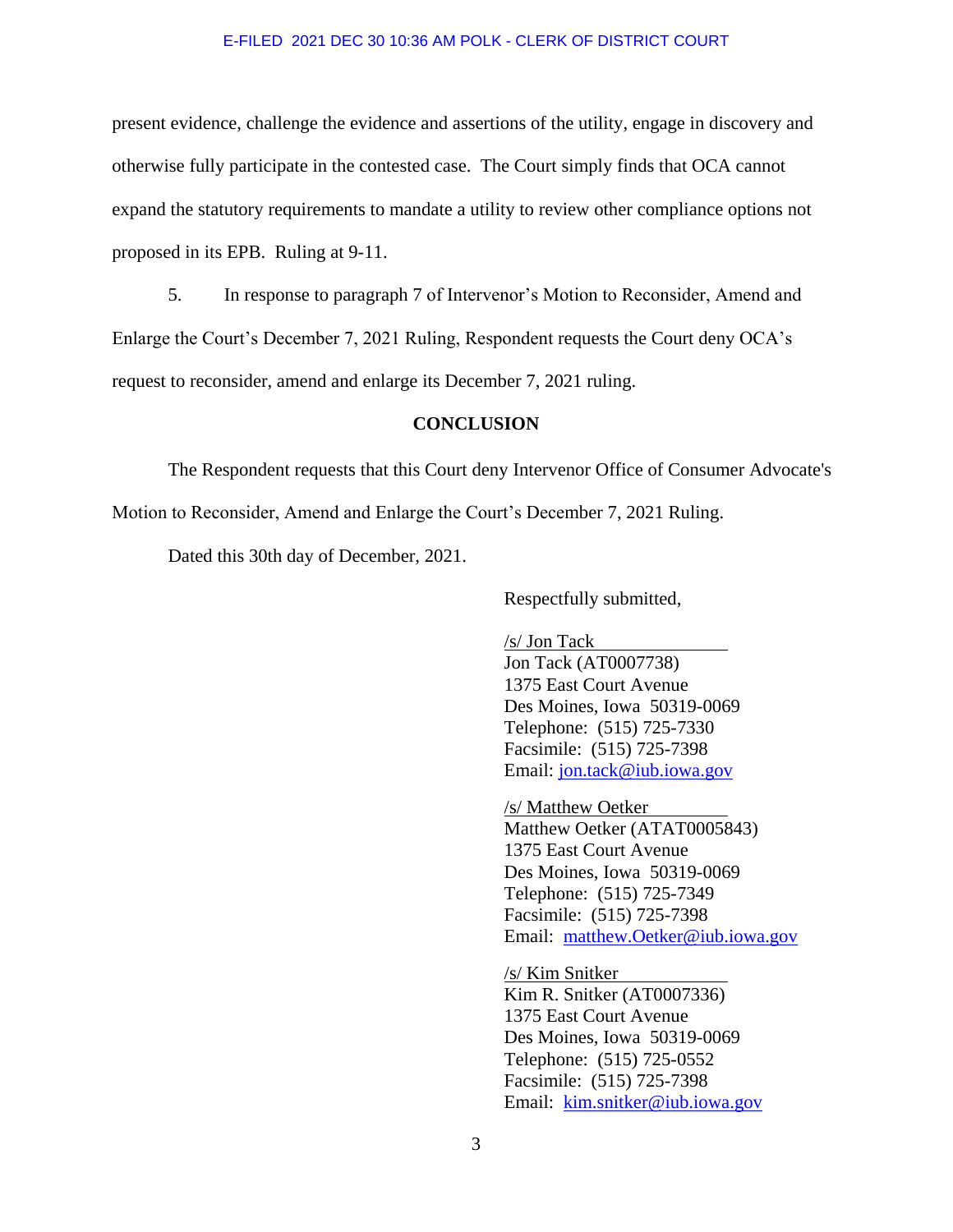present evidence, challenge the evidence and assertions of the utility, engage in discovery and otherwise fully participate in the contested case. The Court simply finds that OCA cannot expand the statutory requirements to mandate a utility to review other compliance options not proposed in its EPB. Ruling at 9-11.

5. In response to paragraph 7 of Intervenor's Motion to Reconsider, Amend and Enlarge the Court's December 7, 2021 Ruling, Respondent requests the Court deny OCA's request to reconsider, amend and enlarge its December 7, 2021 ruling.

**CONCLUSION**

The Respondent requests that this Court deny Intervenor Office of Consumer Advocate's Motion to Reconsider, Amend and Enlarge the Court's December 7, 2021 Ruling.

Dated this 30th day of December, 2021.

Respectfully submitted,

/s/ Jon Tack
Jon Tack (AT0007738)
1375 East Court Avenue
Des Moines, Iowa 50319-0069
Telephone: (515) 725-7330
Facsimile: (515) 725-7398
Email: jon.tack@iub.iowa.gov

/s/ Matthew Oetker
Matthew Oetker (ATAT0005843)
1375 East Court Avenue
Des Moines, Iowa 50319-0069
Telephone: (515) 725-7349
Facsimile: (515) 725-7398
Email: matthew.Oetker@iub.iowa.gov

/s/ Kim Snitker
Kim R. Snitker (AT0007336)
1375 East Court Avenue
Des Moines, Iowa 50319-0069
Telephone: (515) 725-0552
Facsimile: (515) 725-7398
Email: kim.snitker@iub.iowa.gov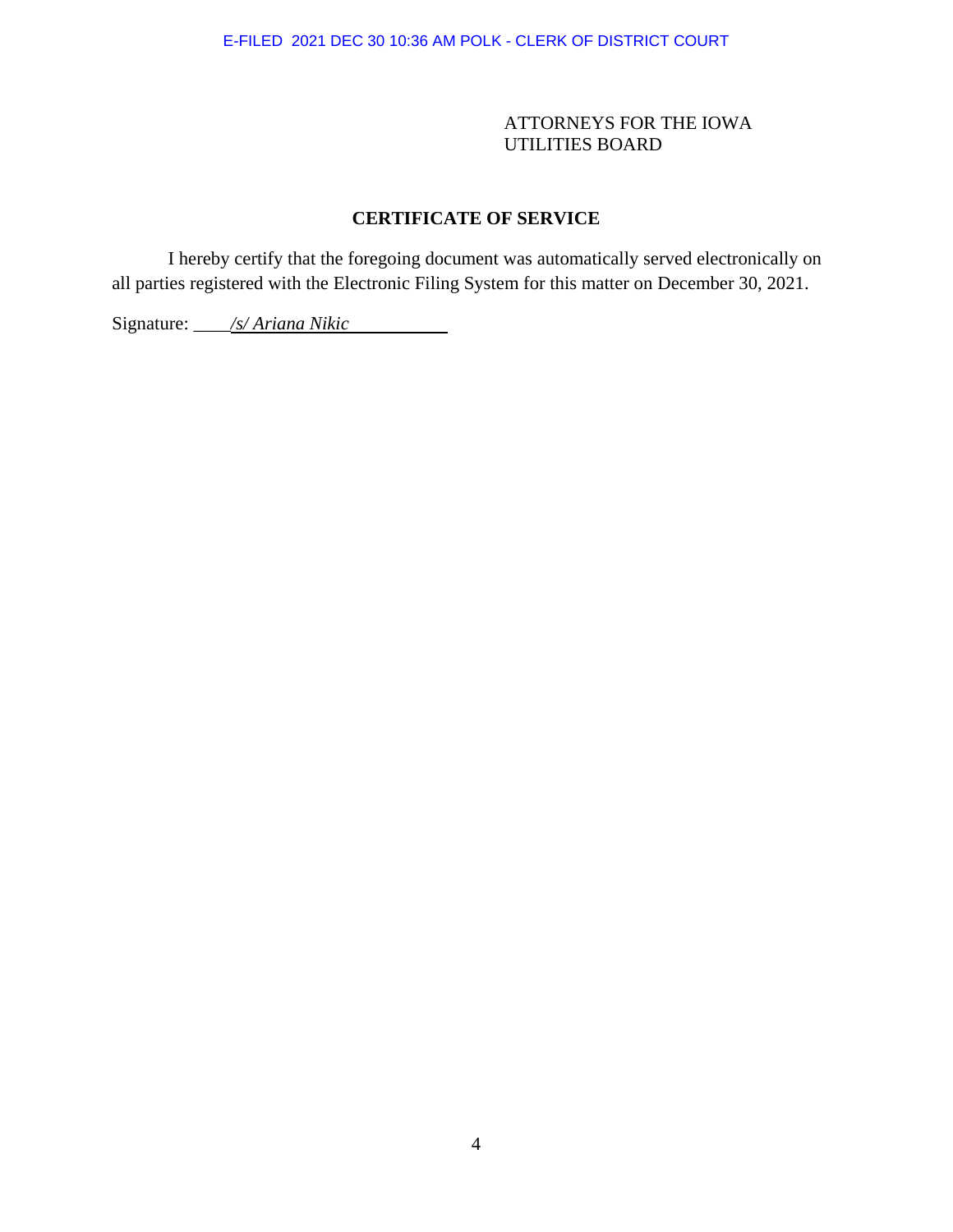E-FILED 2021 DEC 30 10:36 AM POLK - CLERK OF DISTRICT COURT

ATTORNEYS FOR THE IOWA UTILITIES BOARD

## CERTIFICATE OF SERVICE

I hereby certify that the foregoing document was automatically served electronically on all parties registered with the Electronic Filing System for this matter on December 30, 2021.

Signature: *<u>/s/ Ariana Nikic</u>*